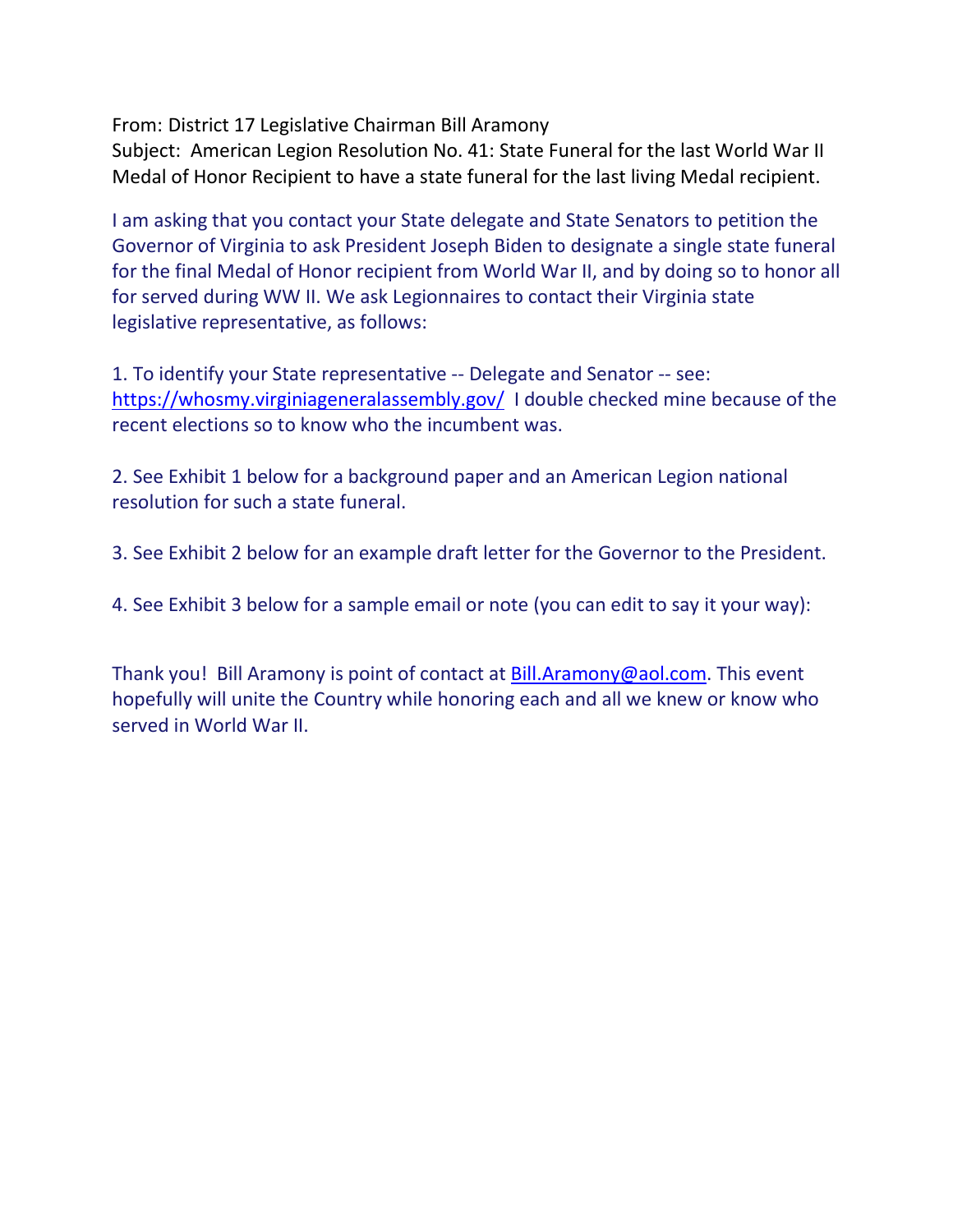From: District 17 Legislative Chairman Bill Aramony
Subject: American Legion Resolution No. 41: State Funeral for the last World War II Medal of Honor Recipient to have a state funeral for the last living Medal recipient.

I am asking that you contact your State delegate and State Senators to petition the Governor of Virginia to ask President Joseph Biden to designate a single state funeral for the final Medal of Honor recipient from World War II, and by doing so to honor all for served during WW II. We ask Legionnaires to contact their Virginia state legislative representative, as follows:

1. To identify your State representative -- Delegate and Senator -- see: https://whosmy.virginiageneralassembly.gov/ I double checked mine because of the recent elections so to know who the incumbent was.

2. See Exhibit 1 below for a background paper and an American Legion national resolution for such a state funeral.

3. See Exhibit 2 below for an example draft letter for the Governor to the President.

4. See Exhibit 3 below for a sample email or note (you can edit to say it your way):

Thank you! Bill Aramony is point of contact at Bill.Aramony@aol.com. This event hopefully will unite the Country while honoring each and all we knew or know who served in World War II.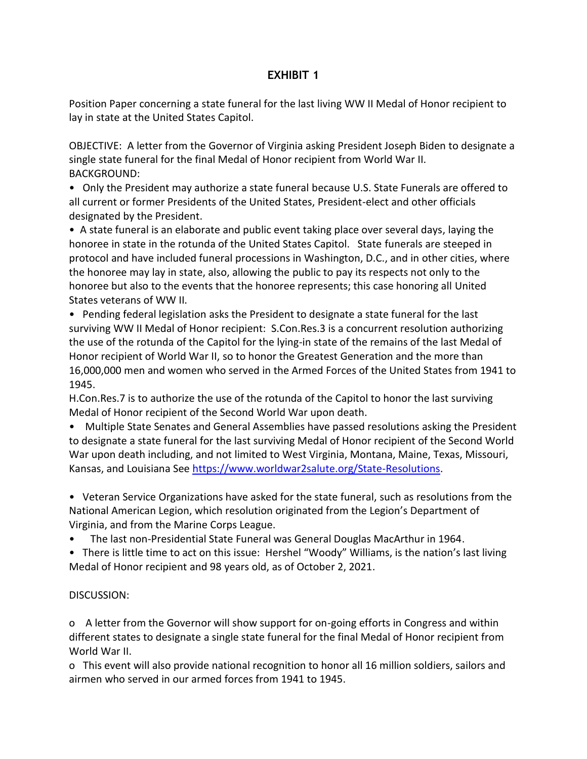## EXHIBIT 1

Position Paper concerning a state funeral for the last living WW II Medal of Honor recipient to lay in state at the United States Capitol.

OBJECTIVE: A letter from the Governor of Virginia asking President Joseph Biden to designate a single state funeral for the final Medal of Honor recipient from World War II.

BACKGROUND:

- Only the President may authorize a state funeral because U.S. State Funerals are offered to all current or former Presidents of the United States, President-elect and other officials designated by the President.
- A state funeral is an elaborate and public event taking place over several days, laying the honoree in state in the rotunda of the United States Capitol. State funerals are steeped in protocol and have included funeral processions in Washington, D.C., and in other cities, where the honoree may lay in state, also, allowing the public to pay its respects not only to the honoree but also to the events that the honoree represents; this case honoring all United States veterans of WW II.
- Pending federal legislation asks the President to designate a state funeral for the last surviving WW II Medal of Honor recipient: S.Con.Res.3 is a concurrent resolution authorizing the use of the rotunda of the Capitol for the lying-in state of the remains of the last Medal of Honor recipient of World War II, so to honor the Greatest Generation and the more than 16,000,000 men and women who served in the Armed Forces of the United States from 1941 to 1945.

  H.Con.Res.7 is to authorize the use of the rotunda of the Capitol to honor the last surviving Medal of Honor recipient of the Second World War upon death.
- Multiple State Senates and General Assemblies have passed resolutions asking the President to designate a state funeral for the last surviving Medal of Honor recipient of the Second World War upon death including, and not limited to West Virginia, Montana, Maine, Texas, Missouri, Kansas, and Louisiana See https://www.worldwar2salute.org/State-Resolutions.
- Veteran Service Organizations have asked for the state funeral, such as resolutions from the National American Legion, which resolution originated from the Legion's Department of Virginia, and from the Marine Corps League.
- The last non-Presidential State Funeral was General Douglas MacArthur in 1964.
- There is little time to act on this issue: Hershel "Woody" Williams, is the nation's last living Medal of Honor recipient and 98 years old, as of October 2, 2021.

DISCUSSION:

- A letter from the Governor will show support for on-going efforts in Congress and within different states to designate a single state funeral for the final Medal of Honor recipient from World War II.
- This event will also provide national recognition to honor all 16 million soldiers, sailors and airmen who served in our armed forces from 1941 to 1945.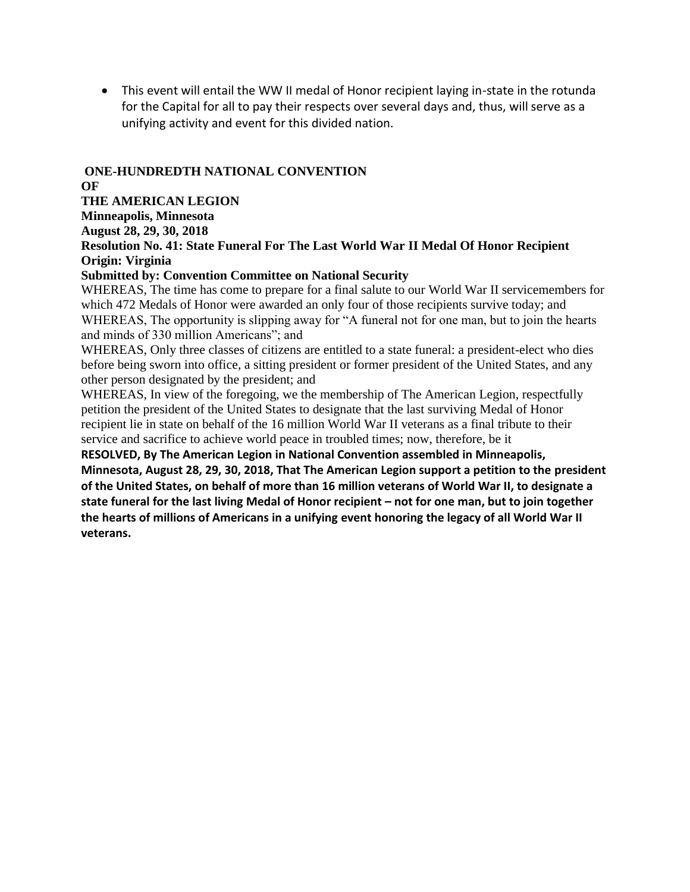- This event will entail the WW II medal of Honor recipient laying in-state in the rotunda for the Capital for all to pay their respects over several days and, thus, will serve as a unifying activity and event for this divided nation.

**ONE-HUNDREDTH NATIONAL CONVENTION**
**OF**
**THE AMERICAN LEGION**
**Minneapolis, Minnesota**
**August 28, 29, 30, 2018**
**Resolution No. 41: State Funeral For The Last World War II Medal Of Honor Recipient**
**Origin: Virginia**
**Submitted by: Convention Committee on National Security**

WHEREAS, The time has come to prepare for a final salute to our World War II servicemembers for which 472 Medals of Honor were awarded an only four of those recipients survive today; and

WHEREAS, The opportunity is slipping away for "A funeral not for one man, but to join the hearts and minds of 330 million Americans"; and

WHEREAS, Only three classes of citizens are entitled to a state funeral: a president-elect who dies before being sworn into office, a sitting president or former president of the United States, and any other person designated by the president; and

WHEREAS, In view of the foregoing, we the membership of The American Legion, respectfully petition the president of the United States to designate that the last surviving Medal of Honor recipient lie in state on behalf of the 16 million World War II veterans as a final tribute to their service and sacrifice to achieve world peace in troubled times; now, therefore, be it

**RESOLVED, By The American Legion in National Convention assembled in Minneapolis, Minnesota, August 28, 29, 30, 2018, That The American Legion support a petition to the president of the United States, on behalf of more than 16 million veterans of World War II, to designate a state funeral for the last living Medal of Honor recipient – not for one man, but to join together the hearts of millions of Americans in a unifying event honoring the legacy of all World War II veterans.**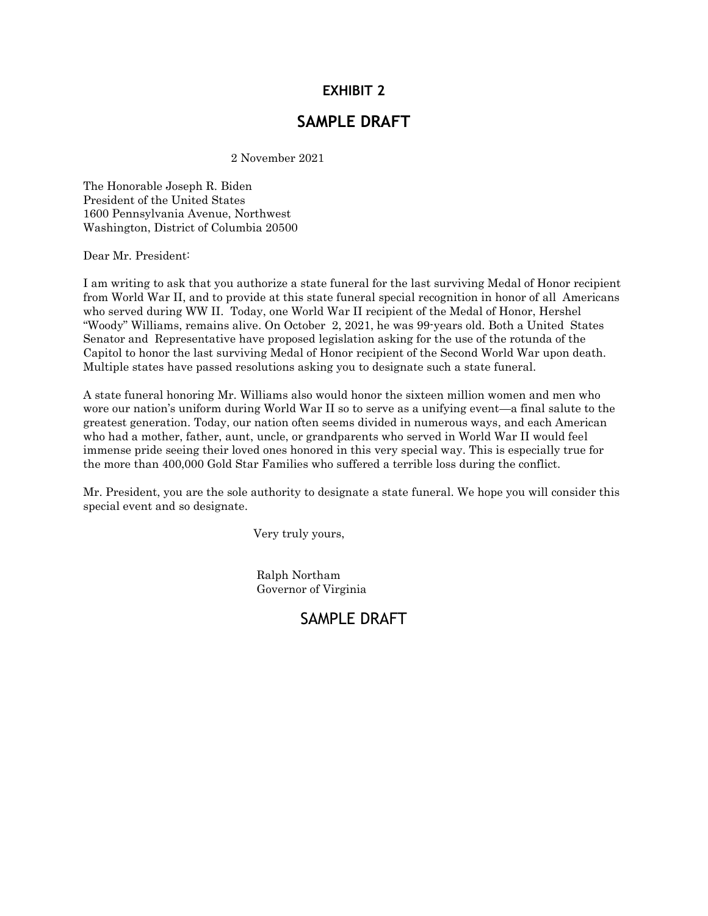## EXHIBIT 2

## SAMPLE DRAFT

2 November 2021

The Honorable Joseph R. Biden
President of the United States
1600 Pennsylvania Avenue, Northwest
Washington, District of Columbia 20500

Dear Mr. President:

I am writing to ask that you authorize a state funeral for the last surviving Medal of Honor recipient from World War II, and to provide at this state funeral special recognition in honor of all Americans who served during WW II. Today, one World War II recipient of the Medal of Honor, Hershel "Woody" Williams, remains alive. On October 2, 2021, he was 99-years old. Both a United States Senator and Representative have proposed legislation asking for the use of the rotunda of the Capitol to honor the last surviving Medal of Honor recipient of the Second World War upon death. Multiple states have passed resolutions asking you to designate such a state funeral.

A state funeral honoring Mr. Williams also would honor the sixteen million women and men who wore our nation's uniform during World War II so to serve as a unifying event—a final salute to the greatest generation. Today, our nation often seems divided in numerous ways, and each American who had a mother, father, aunt, uncle, or grandparents who served in World War II would feel immense pride seeing their loved ones honored in this very special way. This is especially true for the more than 400,000 Gold Star Families who suffered a terrible loss during the conflict.

Mr. President, you are the sole authority to designate a state funeral. We hope you will consider this special event and so designate.

Very truly yours,

Ralph Northam
Governor of Virginia

SAMPLE DRAFT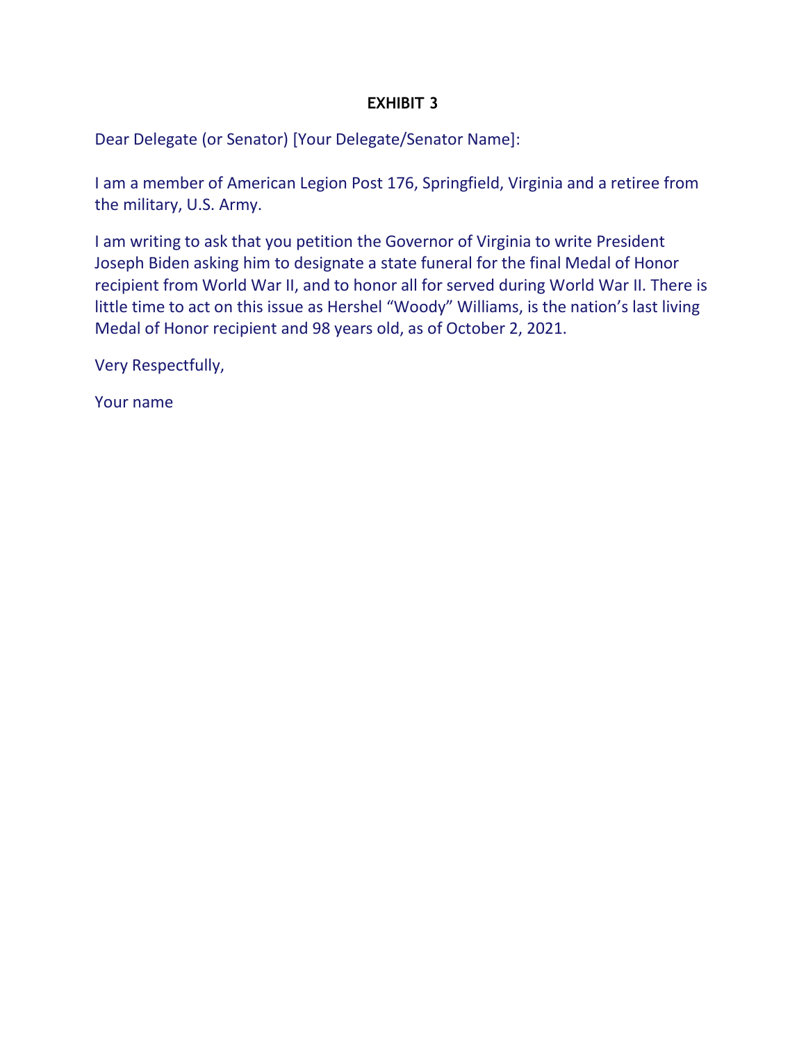**EXHIBIT 3**

Dear Delegate (or Senator) [Your Delegate/Senator Name]:

I am a member of American Legion Post 176, Springfield, Virginia and a retiree from the military, U.S. Army.

I am writing to ask that you petition the Governor of Virginia to write President Joseph Biden asking him to designate a state funeral for the final Medal of Honor recipient from World War II, and to honor all for served during World War II. There is little time to act on this issue as Hershel “Woody” Williams, is the nation’s last living Medal of Honor recipient and 98 years old, as of October 2, 2021.

Very Respectfully,

Your name